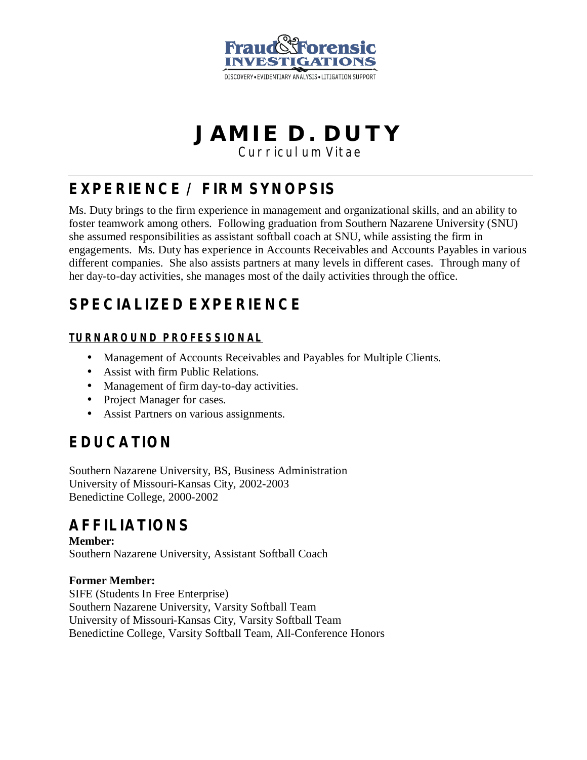Fraud&Forensic INVESTIGATIONS

DISCOVERY • EVIDENTIARY ANALYSIS • LITIGATION SUPPORT

# JAMIE D. DUTY

Curriculum Vitae

## EXPERIENCE / FIRM SYNOPSIS

Ms. Duty brings to the firm experience in management and organizational skills, and an ability to foster teamwork among others. Following graduation from Southern Nazarene University (SNU) she assumed responsibilities as assistant softball coach at SNU, while assisting the firm in engagements. Ms. Duty has experience in Accounts Receivables and Accounts Payables in various different companies. She also assists partners at many levels in different cases. Through many of her day-to-day activities, she manages most of the daily activities through the office.

## SPECIALIZED EXPERIENCE

### TURNAROUND PROFESSIONAL

- Management of Accounts Receivables and Payables for Multiple Clients.
- Assist with firm Public Relations.
- Management of firm day-to-day activities.
- Project Manager for cases.
- Assist Partners on various assignments.

## EDUCATION

Southern Nazarene University, BS, Business Administration
University of Missouri-Kansas City, 2002-2003
Benedictine College, 2000-2002

## AFFILIATIONS

**Member:**
Southern Nazarene University, Assistant Softball Coach

**Former Member:**
SIFE (Students In Free Enterprise)
Southern Nazarene University, Varsity Softball Team
University of Missouri-Kansas City, Varsity Softball Team
Benedictine College, Varsity Softball Team, All-Conference Honors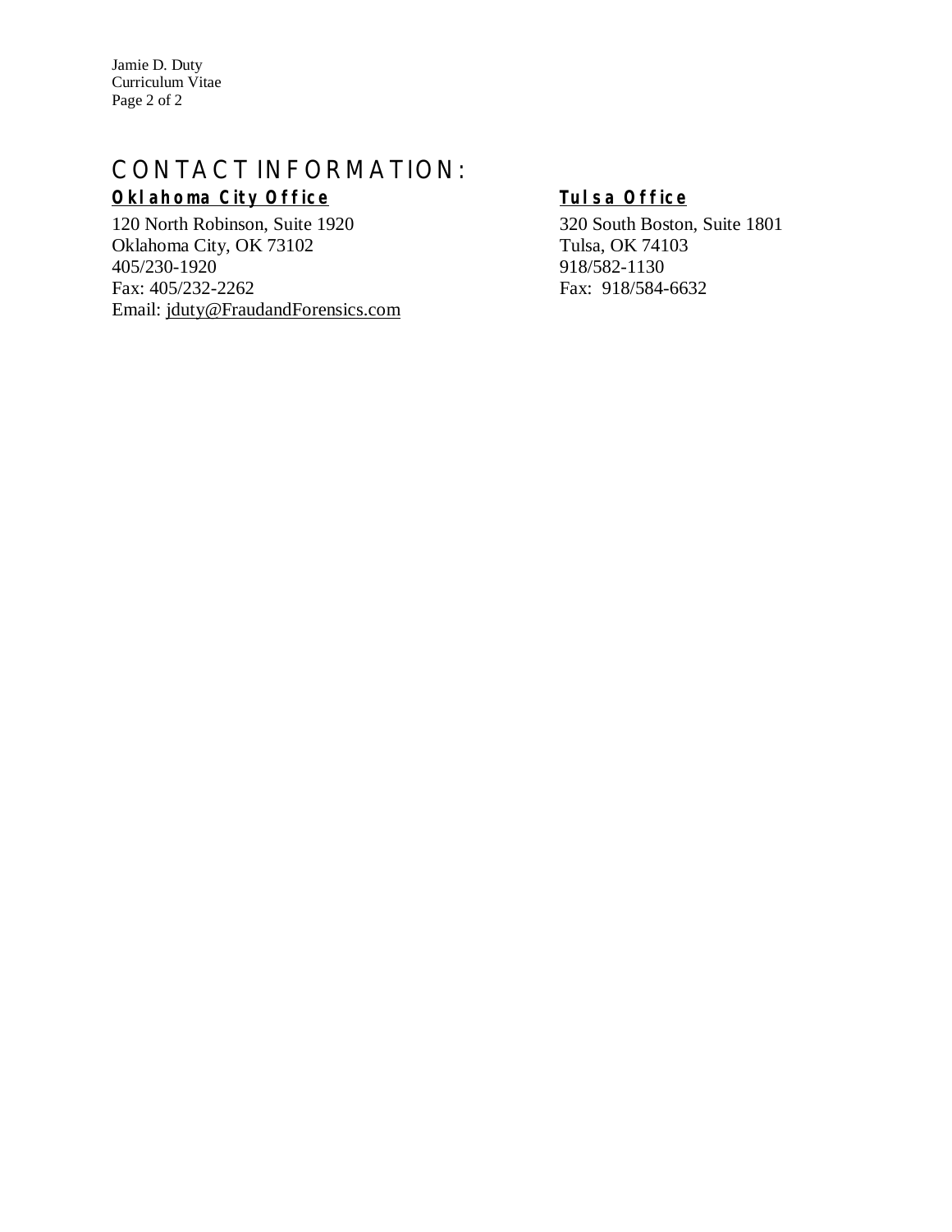## CONTACT INFORMATION:

**Oklahoma City Office**

120 North Robinson, Suite 1920
Oklahoma City, OK 73102
405/230-1920
Fax: 405/232-2262
Email: jduty@FraudandForensics.com

**Tulsa Office**

320 South Boston, Suite 1801
Tulsa, OK 74103
918/582-1130
Fax: 918/584-6632